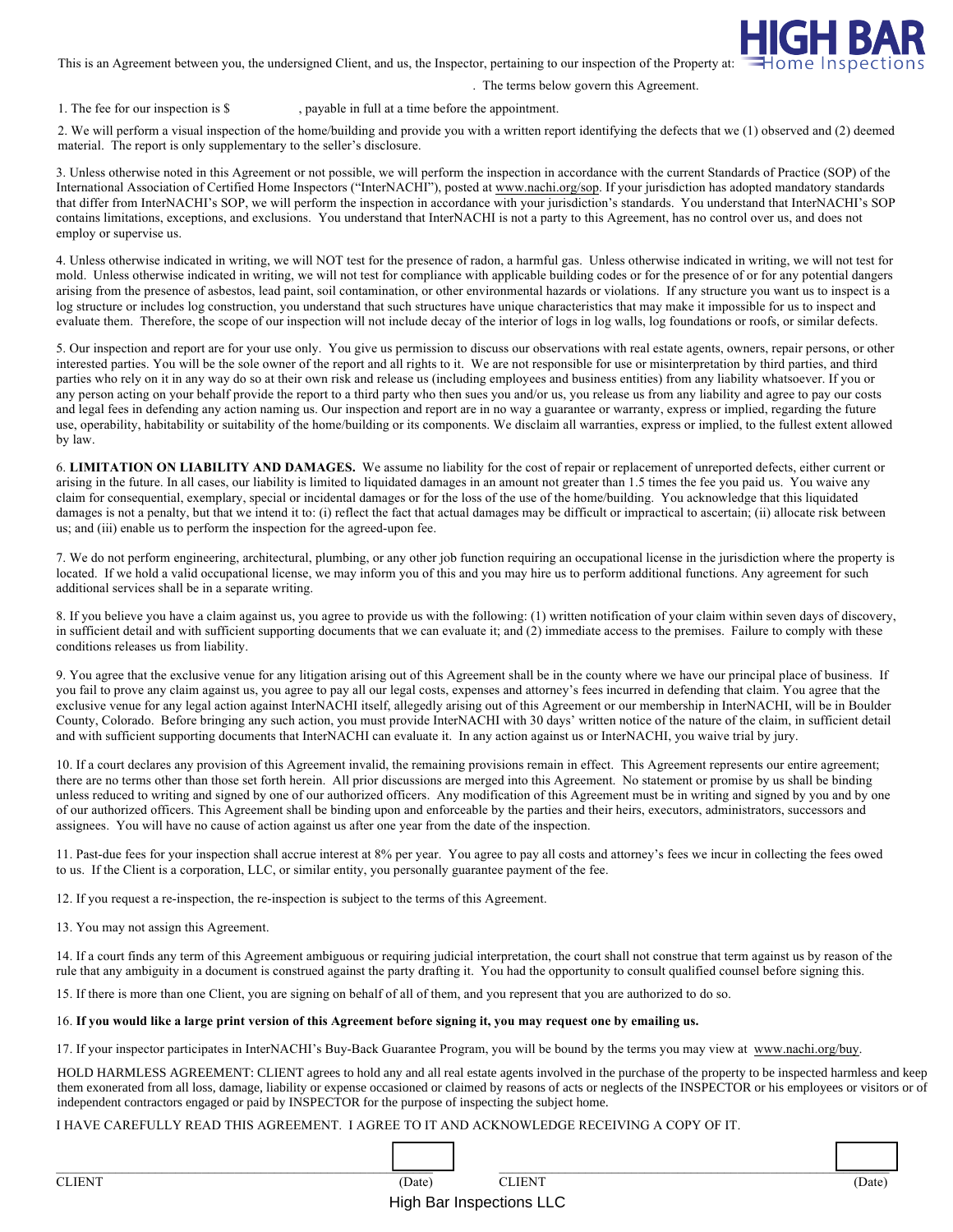HIGH BAR
Home Inspections

This is an Agreement between you, the undersigned Client, and us, the Inspector, pertaining to our inspection of the Property at: . The terms below govern this Agreement.

1. The fee for our inspection is $ , payable in full at a time before the appointment.

2. We will perform a visual inspection of the home/building and provide you with a written report identifying the defects that we (1) observed and (2) deemed material. The report is only supplementary to the seller's disclosure.

3. Unless otherwise noted in this Agreement or not possible, we will perform the inspection in accordance with the current Standards of Practice (SOP) of the International Association of Certified Home Inspectors ("InterNACHI"), posted at www.nachi.org/sop. If your jurisdiction has adopted mandatory standards that differ from InterNACHI's SOP, we will perform the inspection in accordance with your jurisdiction's standards. You understand that InterNACHI's SOP contains limitations, exceptions, and exclusions. You understand that InterNACHI is not a party to this Agreement, has no control over us, and does not employ or supervise us.

4. Unless otherwise indicated in writing, we will NOT test for the presence of radon, a harmful gas. Unless otherwise indicated in writing, we will not test for mold. Unless otherwise indicated in writing, we will not test for compliance with applicable building codes or for the presence of or for any potential dangers arising from the presence of asbestos, lead paint, soil contamination, or other environmental hazards or violations. If any structure you want us to inspect is a log structure or includes log construction, you understand that such structures have unique characteristics that may make it impossible for us to inspect and evaluate them. Therefore, the scope of our inspection will not include decay of the interior of logs in log walls, log foundations or roofs, or similar defects.

5. Our inspection and report are for your use only. You give us permission to discuss our observations with real estate agents, owners, repair persons, or other interested parties. You will be the sole owner of the report and all rights to it. We are not responsible for use or misinterpretation by third parties, and third parties who rely on it in any way do so at their own risk and release us (including employees and business entities) from any liability whatsoever. If you or any person acting on your behalf provide the report to a third party who then sues you and/or us, you release us from any liability and agree to pay our costs and legal fees in defending any action naming us. Our inspection and report are in no way a guarantee or warranty, express or implied, regarding the future use, operability, habitability or suitability of the home/building or its components. We disclaim all warranties, express or implied, to the fullest extent allowed by law.

6. **LIMITATION ON LIABILITY AND DAMAGES.** We assume no liability for the cost of repair or replacement of unreported defects, either current or arising in the future. In all cases, our liability is limited to liquidated damages in an amount not greater than 1.5 times the fee you paid us. You waive any claim for consequential, exemplary, special or incidental damages or for the loss of the use of the home/building. You acknowledge that this liquidated damages is not a penalty, but that we intend it to: (i) reflect the fact that actual damages may be difficult or impractical to ascertain; (ii) allocate risk between us; and (iii) enable us to perform the inspection for the agreed-upon fee.

7. We do not perform engineering, architectural, plumbing, or any other job function requiring an occupational license in the jurisdiction where the property is located. If we hold a valid occupational license, we may inform you of this and you may hire us to perform additional functions. Any agreement for such additional services shall be in a separate writing.

8. If you believe you have a claim against us, you agree to provide us with the following: (1) written notification of your claim within seven days of discovery, in sufficient detail and with sufficient supporting documents that we can evaluate it; and (2) immediate access to the premises. Failure to comply with these conditions releases us from liability.

9. You agree that the exclusive venue for any litigation arising out of this Agreement shall be in the county where we have our principal place of business. If you fail to prove any claim against us, you agree to pay all our legal costs, expenses and attorney's fees incurred in defending that claim. You agree that the exclusive venue for any legal action against InterNACHI itself, allegedly arising out of this Agreement or our membership in InterNACHI, will be in Boulder County, Colorado. Before bringing any such action, you must provide InterNACHI with 30 days' written notice of the nature of the claim, in sufficient detail and with sufficient supporting documents that InterNACHI can evaluate it. In any action against us or InterNACHI, you waive trial by jury.

10. If a court declares any provision of this Agreement invalid, the remaining provisions remain in effect. This Agreement represents our entire agreement; there are no terms other than those set forth herein. All prior discussions are merged into this Agreement. No statement or promise by us shall be binding unless reduced to writing and signed by one of our authorized officers. Any modification of this Agreement must be in writing and signed by you and by one of our authorized officers. This Agreement shall be binding upon and enforceable by the parties and their heirs, executors, administrators, successors and assignees. You will have no cause of action against us after one year from the date of the inspection.

11. Past-due fees for your inspection shall accrue interest at 8% per year. You agree to pay all costs and attorney's fees we incur in collecting the fees owed to us. If the Client is a corporation, LLC, or similar entity, you personally guarantee payment of the fee.

12. If you request a re-inspection, the re-inspection is subject to the terms of this Agreement.

13. You may not assign this Agreement.

14. If a court finds any term of this Agreement ambiguous or requiring judicial interpretation, the court shall not construe that term against us by reason of the rule that any ambiguity in a document is construed against the party drafting it. You had the opportunity to consult qualified counsel before signing this.

15. If there is more than one Client, you are signing on behalf of all of them, and you represent that you are authorized to do so.

16. **If you would like a large print version of this Agreement before signing it, you may request one by emailing us.**

17. If your inspector participates in InterNACHI's Buy-Back Guarantee Program, you will be bound by the terms you may view at www.nachi.org/buy.

HOLD HARMLESS AGREEMENT: CLIENT agrees to hold any and all real estate agents involved in the purchase of the property to be inspected harmless and keep them exonerated from all loss, damage, liability or expense occasioned or claimed by reasons of acts or neglects of the INSPECTOR or his employees or visitors or of independent contractors engaged or paid by INSPECTOR for the purpose of inspecting the subject home.

I HAVE CAREFULLY READ THIS AGREEMENT. I AGREE TO IT AND ACKNOWLEDGE RECEIVING A COPY OF IT.

| CLIENT | (Date) | CLIENT | (Date) |
|---|---|---|---|

High Bar Inspections LLC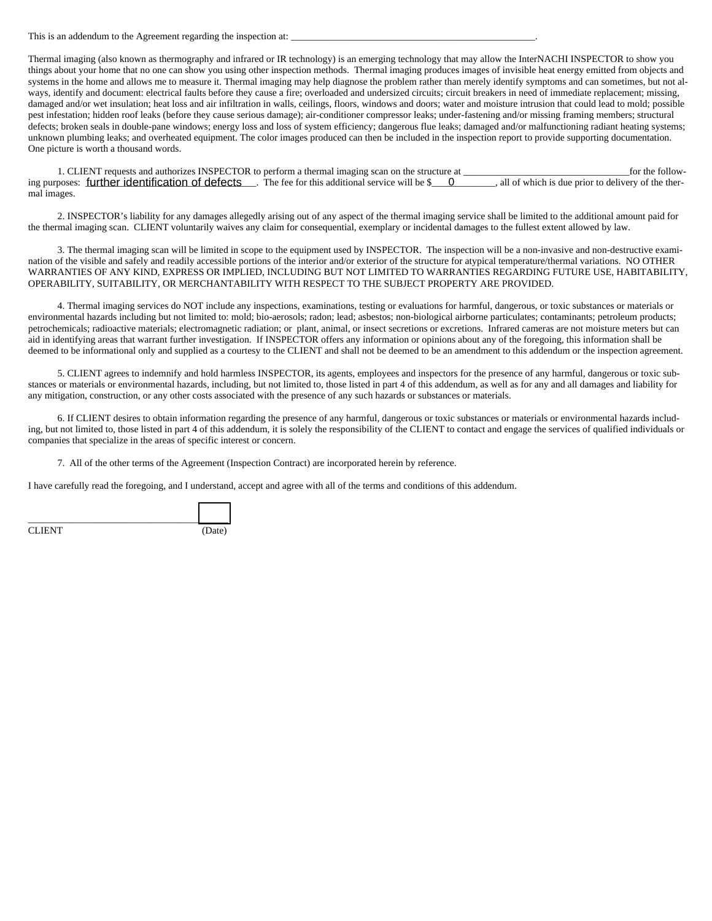This is an addendum to the Agreement regarding the inspection at: ___________________________________________________.

Thermal imaging (also known as thermography and infrared or IR technology) is an emerging technology that may allow the InterNACHI INSPECTOR to show you things about your home that no one can show you using other inspection methods. Thermal imaging produces images of invisible heat energy emitted from objects and systems in the home and allows me to measure it. Thermal imaging may help diagnose the problem rather than merely identify symptoms and can sometimes, but not always, identify and document: electrical faults before they cause a fire; overloaded and undersized circuits; circuit breakers in need of immediate replacement; missing, damaged and/or wet insulation; heat loss and air infiltration in walls, ceilings, floors, windows and doors; water and moisture intrusion that could lead to mold; possible pest infestation; hidden roof leaks (before they cause serious damage); air-conditioner compressor leaks; under-fastening and/or missing framing members; structural defects; broken seals in double-pane windows; energy loss and loss of system efficiency; dangerous flue leaks; damaged and/or malfunctioning radiant heating systems; unknown plumbing leaks; and overheated equipment. The color images produced can then be included in the inspection report to provide supporting documentation. One picture is worth a thousand words.

1. CLIENT requests and authorizes INSPECTOR to perform a thermal imaging scan on the structure at __________________________________for the following purposes: further identification of defects. The fee for this additional service will be $ 0, all of which is due prior to delivery of the thermal images.

2. INSPECTOR's liability for any damages allegedly arising out of any aspect of the thermal imaging service shall be limited to the additional amount paid for the thermal imaging scan. CLIENT voluntarily waives any claim for consequential, exemplary or incidental damages to the fullest extent allowed by law.

3. The thermal imaging scan will be limited in scope to the equipment used by INSPECTOR. The inspection will be a non-invasive and non-destructive examination of the visible and safely and readily accessible portions of the interior and/or exterior of the structure for atypical temperature/thermal variations. NO OTHER WARRANTIES OF ANY KIND, EXPRESS OR IMPLIED, INCLUDING BUT NOT LIMITED TO WARRANTIES REGARDING FUTURE USE, HABITABILITY, OPERABILITY, SUITABILITY, OR MERCHANTABILITY WITH RESPECT TO THE SUBJECT PROPERTY ARE PROVIDED.

4. Thermal imaging services do NOT include any inspections, examinations, testing or evaluations for harmful, dangerous, or toxic substances or materials or environmental hazards including but not limited to: mold; bio-aerosols; radon; lead; asbestos; non-biological airborne particulates; contaminants; petroleum products; petrochemicals; radioactive materials; electromagnetic radiation; or plant, animal, or insect secretions or excretions. Infrared cameras are not moisture meters but can aid in identifying areas that warrant further investigation. If INSPECTOR offers any information or opinions about any of the foregoing, this information shall be deemed to be informational only and supplied as a courtesy to the CLIENT and shall not be deemed to be an amendment to this addendum or the inspection agreement.

5. CLIENT agrees to indemnify and hold harmless INSPECTOR, its agents, employees and inspectors for the presence of any harmful, dangerous or toxic substances or materials or environmental hazards, including, but not limited to, those listed in part 4 of this addendum, as well as for any and all damages and liability for any mitigation, construction, or any other costs associated with the presence of any such hazards or substances or materials.

6. If CLIENT desires to obtain information regarding the presence of any harmful, dangerous or toxic substances or materials or environmental hazards including, but not limited to, those listed in part 4 of this addendum, it is solely the responsibility of the CLIENT to contact and engage the services of qualified individuals or companies that specialize in the areas of specific interest or concern.

7. All of the other terms of the Agreement (Inspection Contract) are incorporated herein by reference.

I have carefully read the foregoing, and I understand, accept and agree with all of the terms and conditions of this addendum.

_________________________________ ______

CLIENT (Date)